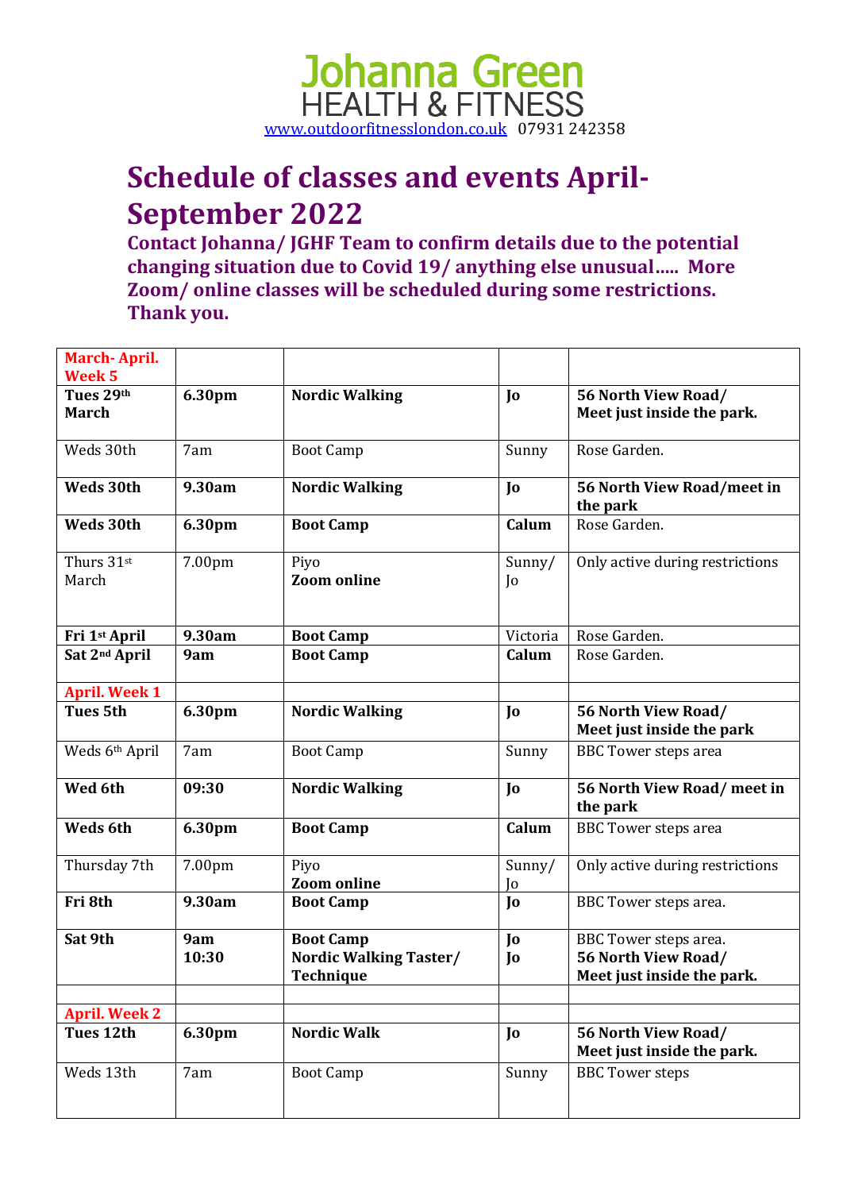Johanna Green
HEALTH & FITNESS
www.outdoorfitnesslondon.co.uk 07931 242358

# Schedule of classes and events April-September 2022

**Contact Johanna/ JGHF Team to confirm details due to the potential changing situation due to Covid 19/ anything else unusual….. More Zoom/ online classes will be scheduled during some restrictions. Thank you.**

| March- April. Week 5 | | | | |
|---|---|---|---|---|
| **Tues 29th March** | **6.30pm** | **Nordic Walking** | **Jo** | **56 North View Road/ Meet just inside the park.** |
| Weds 30th | 7am | Boot Camp | Sunny | Rose Garden. |
| **Weds 30th** | **9.30am** | **Nordic Walking** | **Jo** | **56 North View Road/meet in the park** |
| **Weds 30th** | **6.30pm** | **Boot Camp** | **Calum** | Rose Garden. |
| Thurs 31st March | 7.00pm | Piyo **Zoom online** | Sunny/ Jo | Only active during restrictions |
| **Fri 1st April** | **9.30am** | **Boot Camp** | Victoria | Rose Garden. |
| **Sat 2nd April** | **9am** | **Boot Camp** | **Calum** | Rose Garden. |
| **April. Week 1** | | | | |
| **Tues 5th** | **6.30pm** | **Nordic Walking** | **Jo** | **56 North View Road/ Meet just inside the park** |
| Weds 6th April | 7am | Boot Camp | Sunny | BBC Tower steps area |
| **Wed 6th** | **09:30** | **Nordic Walking** | **Jo** | **56 North View Road/ meet in the park** |
| **Weds 6th** | **6.30pm** | **Boot Camp** | **Calum** | BBC Tower steps area |
| Thursday 7th | 7.00pm | Piyo **Zoom online** | Sunny/ Jo | Only active during restrictions |
| **Fri 8th** | **9.30am** | **Boot Camp** | **Jo** | BBC Tower steps area. |
| **Sat 9th** | **9am** **10:30** | **Boot Camp** **Nordic Walking Taster/ Technique** | **Jo** **Jo** | BBC Tower steps area. **56 North View Road/ Meet just inside the park.** |
| | | | | |
| **April. Week 2** | | | | |
| **Tues 12th** | **6.30pm** | **Nordic Walk** | **Jo** | **56 North View Road/ Meet just inside the park.** |
| Weds 13th | 7am | Boot Camp | Sunny | BBC Tower steps |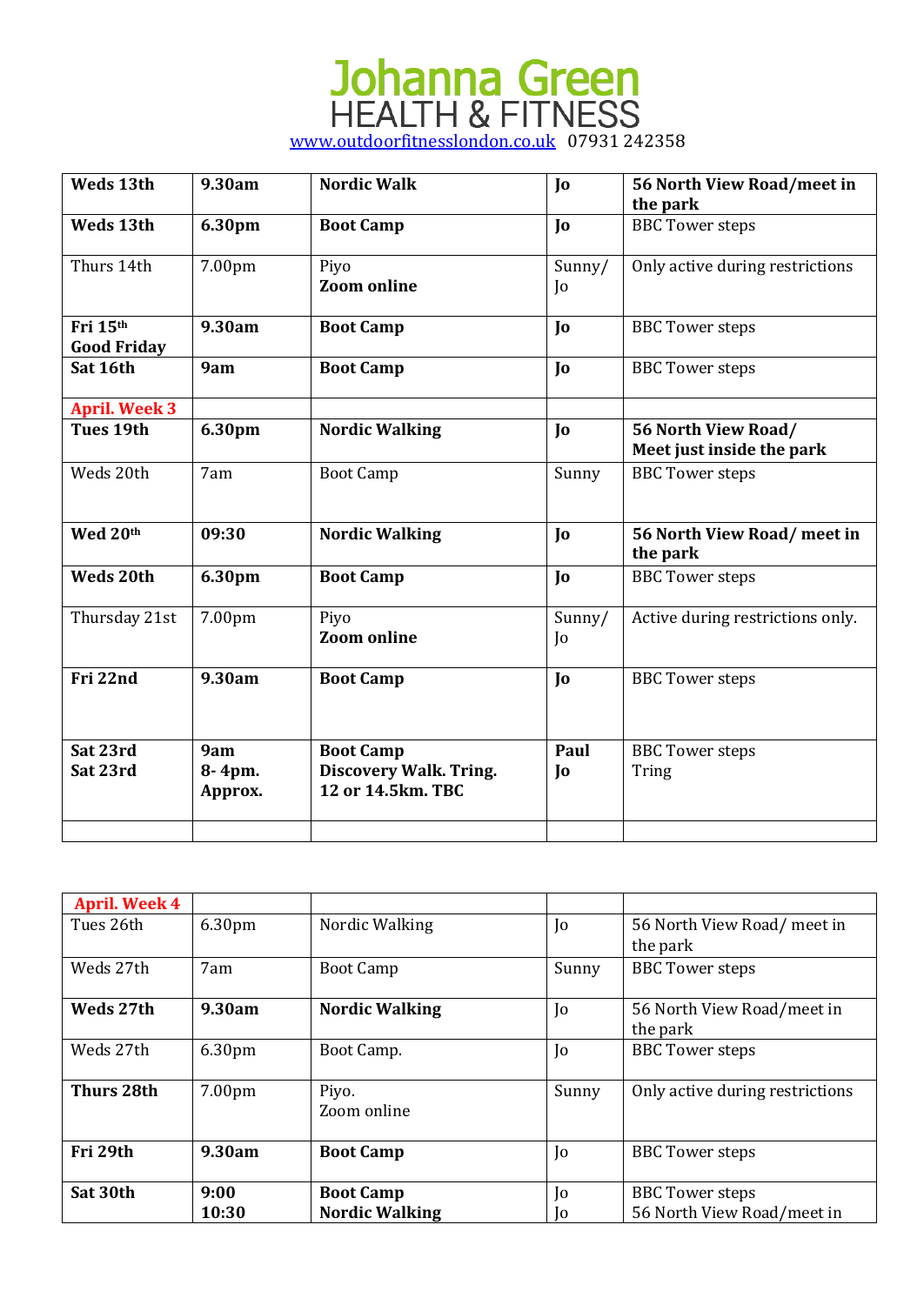# Johanna Green
## HEALTH & FITNESS

www.outdoorfitnesslondon.co.uk 07931 242358

| | | | | |
|---|---|---|---|---|
| **Weds 13th** | **9.30am** | **Nordic Walk** | **Jo** | **56 North View Road/meet in the park** |
| **Weds 13th** | **6.30pm** | **Boot Camp** | **Jo** | BBC Tower steps |
| Thurs 14th | 7.00pm | Piyo<br>**Zoom online** | Sunny/ Jo | Only active during restrictions |
| **Fri 15th Good Friday** | **9.30am** | **Boot Camp** | **Jo** | BBC Tower steps |
| **Sat 16th** | **9am** | **Boot Camp** | **Jo** | BBC Tower steps |
| **April. Week 3** | | | | |
| **Tues 19th** | **6.30pm** | **Nordic Walking** | **Jo** | **56 North View Road/ Meet just inside the park** |
| Weds 20th | 7am | Boot Camp | Sunny | BBC Tower steps |
| **Wed 20th** | **09:30** | **Nordic Walking** | **Jo** | **56 North View Road/ meet in the park** |
| **Weds 20th** | **6.30pm** | **Boot Camp** | **Jo** | BBC Tower steps |
| Thursday 21st | 7.00pm | Piyo<br>**Zoom online** | Sunny/ Jo | Active during restrictions only. |
| **Fri 22nd** | **9.30am** | **Boot Camp** | **Jo** | BBC Tower steps |
| **Sat 23rd**<br>**Sat 23rd** | **9am**<br>**8- 4pm. Approx.** | **Boot Camp**<br>**Discovery Walk. Tring. 12 or 14.5km. TBC** | **Paul**<br>**Jo** | BBC Tower steps<br>Tring |
| | | | | |

| | | | | |
|---|---|---|---|---|
| **April. Week 4** | | | | |
| Tues 26th | 6.30pm | Nordic Walking | Jo | 56 North View Road/ meet in the park |
| Weds 27th | 7am | Boot Camp | Sunny | BBC Tower steps |
| **Weds 27th** | **9.30am** | **Nordic Walking** | Jo | 56 North View Road/meet in the park |
| Weds 27th | 6.30pm | Boot Camp. | Jo | BBC Tower steps |
| **Thurs 28th** | 7.00pm | Piyo.<br>Zoom online | Sunny | Only active during restrictions |
| **Fri 29th** | **9.30am** | **Boot Camp** | Jo | BBC Tower steps |
| **Sat 30th** | **9:00**<br>**10:30** | **Boot Camp**<br>**Nordic Walking** | Jo<br>Jo | BBC Tower steps<br>56 North View Road/meet in |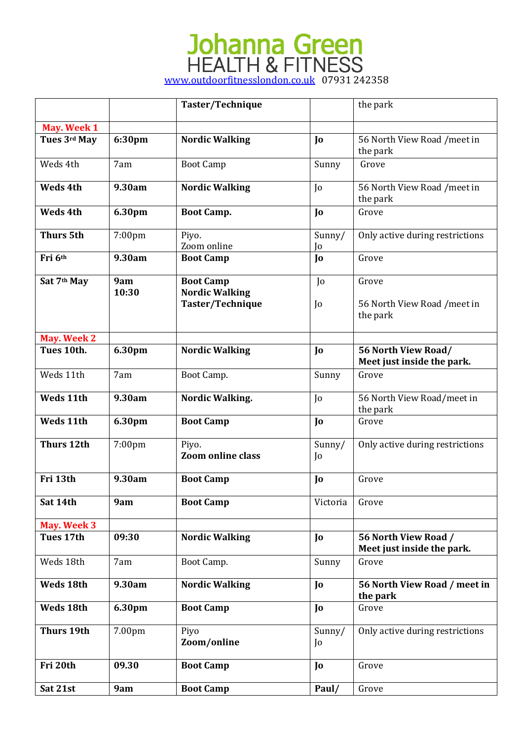# Johanna Green
## HEALTH & FITNESS

www.outdoorfitnesslondon.co.uk 07931 242358

| | | **Taster/Technique** | | the park |
|---|---|---|---|---|
| **May. Week 1** | | | | |
| **Tues 3rd May** | **6:30pm** | **Nordic Walking** | **Jo** | 56 North View Road /meet in the park |
| Weds 4th | 7am | Boot Camp | Sunny | Grove |
| **Weds 4th** | **9.30am** | **Nordic Walking** | Jo | 56 North View Road /meet in the park |
| **Weds 4th** | **6.30pm** | **Boot Camp.** | **Jo** | Grove |
| **Thurs 5th** | 7:00pm | Piyo. Zoom online | Sunny/ Jo | Only active during restrictions |
| **Fri 6th** | **9.30am** | **Boot Camp** | **Jo** | Grove |
| **Sat 7th May** | **9am** **10:30** | **Boot Camp** **Nordic Walking Taster/Technique** | Jo Jo | Grove 56 North View Road /meet in the park |
| **May. Week 2** | | | | |
| **Tues 10th.** | **6.30pm** | **Nordic Walking** | **Jo** | **56 North View Road/ Meet just inside the park.** |
| Weds 11th | 7am | Boot Camp. | Sunny | Grove |
| **Weds 11th** | **9.30am** | **Nordic Walking.** | Jo | 56 North View Road/meet in the park |
| **Weds 11th** | **6.30pm** | **Boot Camp** | **Jo** | Grove |
| **Thurs 12th** | 7:00pm | Piyo. **Zoom online class** | Sunny/ Jo | Only active during restrictions |
| **Fri 13th** | **9.30am** | **Boot Camp** | **Jo** | Grove |
| **Sat 14th** | **9am** | **Boot Camp** | Victoria | Grove |
| **May. Week 3** | | | | |
| **Tues 17th** | **09:30** | **Nordic Walking** | **Jo** | **56 North View Road / Meet just inside the park.** |
| Weds 18th | 7am | Boot Camp. | Sunny | Grove |
| **Weds 18th** | **9.30am** | **Nordic Walking** | **Jo** | **56 North View Road / meet in the park** |
| **Weds 18th** | **6.30pm** | **Boot Camp** | **Jo** | Grove |
| **Thurs 19th** | 7.00pm | Piyo **Zoom/online** | Sunny/ Jo | Only active during restrictions |
| **Fri 20th** | **09.30** | **Boot Camp** | **Jo** | Grove |
| **Sat 21st** | **9am** | **Boot Camp** | **Paul/** | Grove |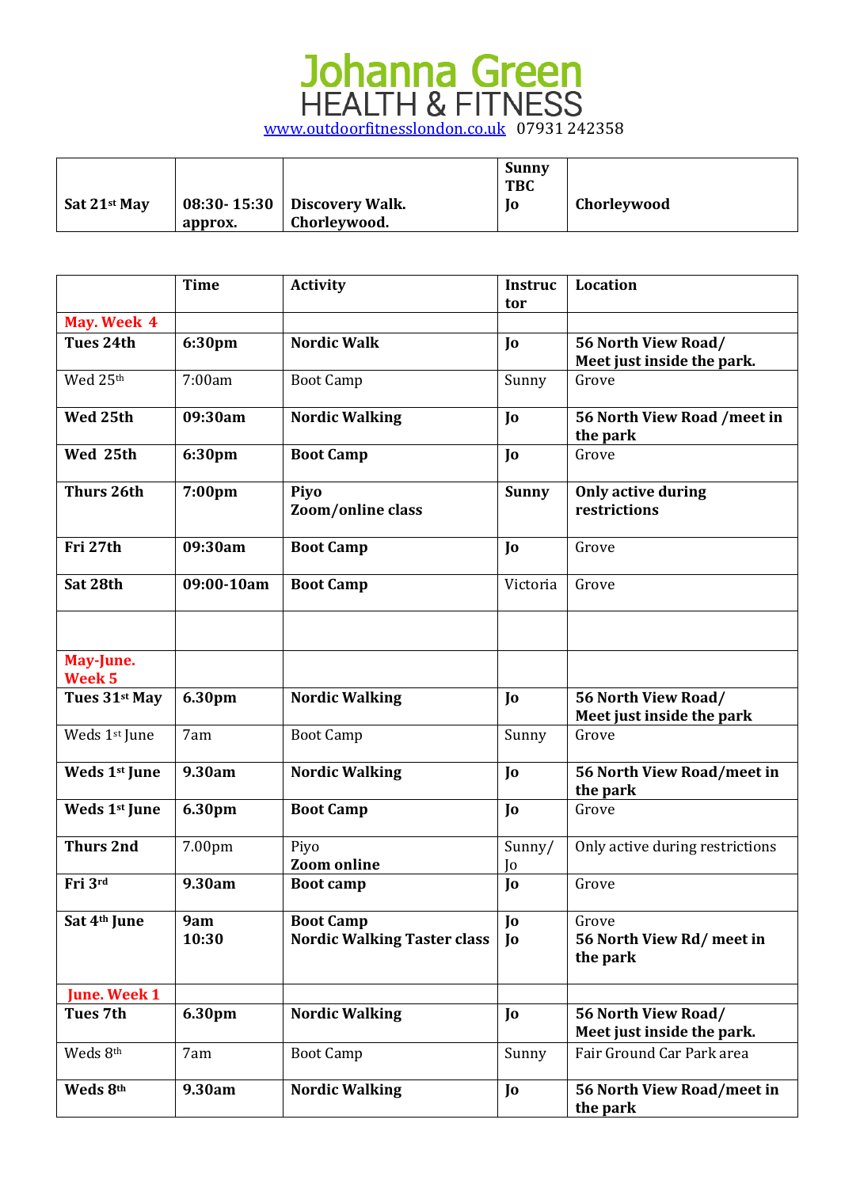# Johanna Green
## HEALTH & FITNESS

www.outdoorfitnesslondon.co.uk 07931 242358

| | | | | |
|---|---|---|---|---|
| **Sat 21st May** | **08:30- 15:30 approx.** | **Discovery Walk. Chorleywood.** | **Sunny TBC Jo** | **Chorleywood** |

| | Time | Activity | Instructor | Location |
|---|---|---|---|---|
| **May. Week 4** | | | | |
| **Tues 24th** | **6:30pm** | **Nordic Walk** | **Jo** | **56 North View Road/ Meet just inside the park.** |
| Wed 25th | 7:00am | Boot Camp | Sunny | Grove |
| **Wed 25th** | **09:30am** | **Nordic Walking** | **Jo** | **56 North View Road /meet in the park** |
| **Wed 25th** | **6:30pm** | **Boot Camp** | **Jo** | Grove |
| **Thurs 26th** | **7:00pm** | **Piyo Zoom/online class** | **Sunny** | **Only active during restrictions** |
| **Fri 27th** | **09:30am** | **Boot Camp** | **Jo** | Grove |
| **Sat 28th** | **09:00-10am** | **Boot Camp** | Victoria | Grove |
| | | | | |
| **May-June. Week 5** | | | | |
| **Tues 31st May** | **6.30pm** | **Nordic Walking** | **Jo** | **56 North View Road/ Meet just inside the park** |
| Weds 1st June | 7am | Boot Camp | Sunny | Grove |
| **Weds 1st June** | **9.30am** | **Nordic Walking** | **Jo** | **56 North View Road/meet in the park** |
| **Weds 1st June** | **6.30pm** | **Boot Camp** | **Jo** | Grove |
| **Thurs 2nd** | 7.00pm | Piyo **Zoom online** | Sunny/ Jo | Only active during restrictions |
| **Fri 3rd** | **9.30am** | **Boot camp** | **Jo** | Grove |
| **Sat 4th June** | **9am 10:30** | **Boot Camp Nordic Walking Taster class** | **Jo Jo** | Grove **56 North View Rd/ meet in the park** |
| **June. Week 1** | | | | |
| **Tues 7th** | **6.30pm** | **Nordic Walking** | **Jo** | **56 North View Road/ Meet just inside the park.** |
| Weds 8th | 7am | Boot Camp | Sunny | Fair Ground Car Park area |
| **Weds 8th** | **9.30am** | **Nordic Walking** | **Jo** | **56 North View Road/meet in the park** |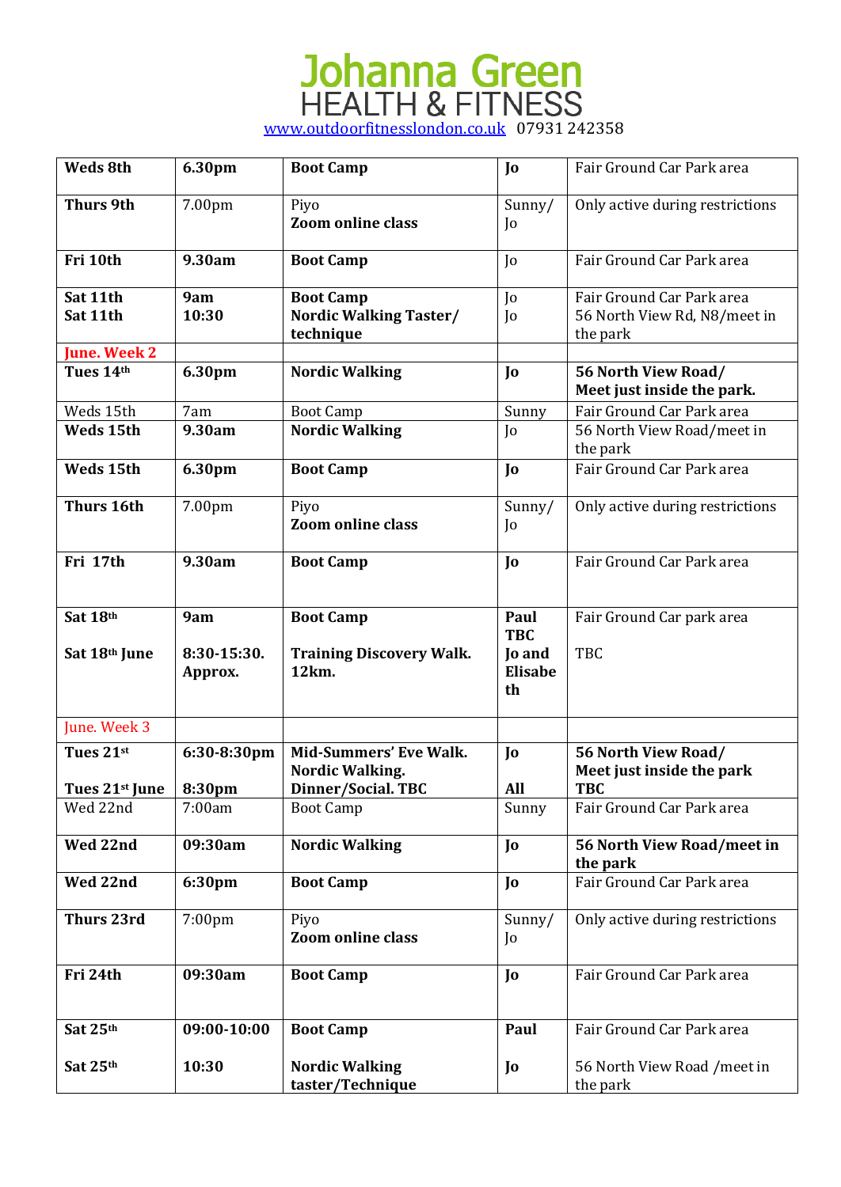# Johanna Green
## HEALTH & FITNESS

[www.outdoorfitnesslondon.co.uk](http://www.outdoorfitnesslondon.co.uk) 07931 242358

| | | | | |
|---|---|---|---|---|
| **Weds 8th** | **6.30pm** | **Boot Camp** | **Jo** | Fair Ground Car Park area |
| **Thurs 9th** | 7.00pm | Piyo<br>**Zoom online class** | Sunny/Jo | Only active during restrictions |
| **Fri 10th** | **9.30am** | **Boot Camp** | Jo | Fair Ground Car Park area |
| **Sat 11th**<br>**Sat 11th** | **9am**<br>**10:30** | **Boot Camp**<br>**Nordic Walking Taster/ technique** | Jo<br>Jo | Fair Ground Car Park area<br>56 North View Rd, N8/meet in the park |
| June. Week 2 | | | | |
| **Tues 14th** | **6.30pm** | **Nordic Walking** | **Jo** | **56 North View Road/ Meet just inside the park.** |
| Weds 15th | 7am | Boot Camp | Sunny | Fair Ground Car Park area |
| **Weds 15th** | **9.30am** | **Nordic Walking** | Jo | 56 North View Road/meet in the park |
| **Weds 15th** | **6.30pm** | **Boot Camp** | **Jo** | Fair Ground Car Park area |
| **Thurs 16th** | 7.00pm | Piyo<br>**Zoom online class** | Sunny/Jo | Only active during restrictions |
| **Fri 17th** | **9.30am** | **Boot Camp** | **Jo** | Fair Ground Car Park area |
| **Sat 18th**<br>**Sat 18th June** | **9am**<br>**8:30-15:30. Approx.** | **Boot Camp**<br>**Training Discovery Walk. 12km.** | **Paul TBC**<br>**Jo and Elisabeth** | Fair Ground Car park area<br>TBC |
| June. Week 3 | | | | |
| **Tues 21st**<br>**Tues 21st June** | **6:30-8:30pm**<br>**8:30pm** | **Mid-Summers' Eve Walk. Nordic Walking.**<br>**Dinner/Social. TBC** | **Jo**<br>**All** | **56 North View Road/ Meet just inside the park**<br>**TBC** |
| Wed 22nd | 7:00am | Boot Camp | Sunny | Fair Ground Car Park area |
| **Wed 22nd** | **09:30am** | **Nordic Walking** | **Jo** | **56 North View Road/meet in the park** |
| **Wed 22nd** | **6:30pm** | **Boot Camp** | **Jo** | Fair Ground Car Park area |
| **Thurs 23rd** | 7:00pm | Piyo<br>**Zoom online class** | Sunny/Jo | Only active during restrictions |
| **Fri 24th** | **09:30am** | **Boot Camp** | **Jo** | Fair Ground Car Park area |
| **Sat 25th**<br>**Sat 25th** | **09:00-10:00**<br>**10:30** | **Boot Camp**<br>**Nordic Walking taster/Technique** | **Paul**<br>**Jo** | Fair Ground Car Park area<br>56 North View Road /meet in the park |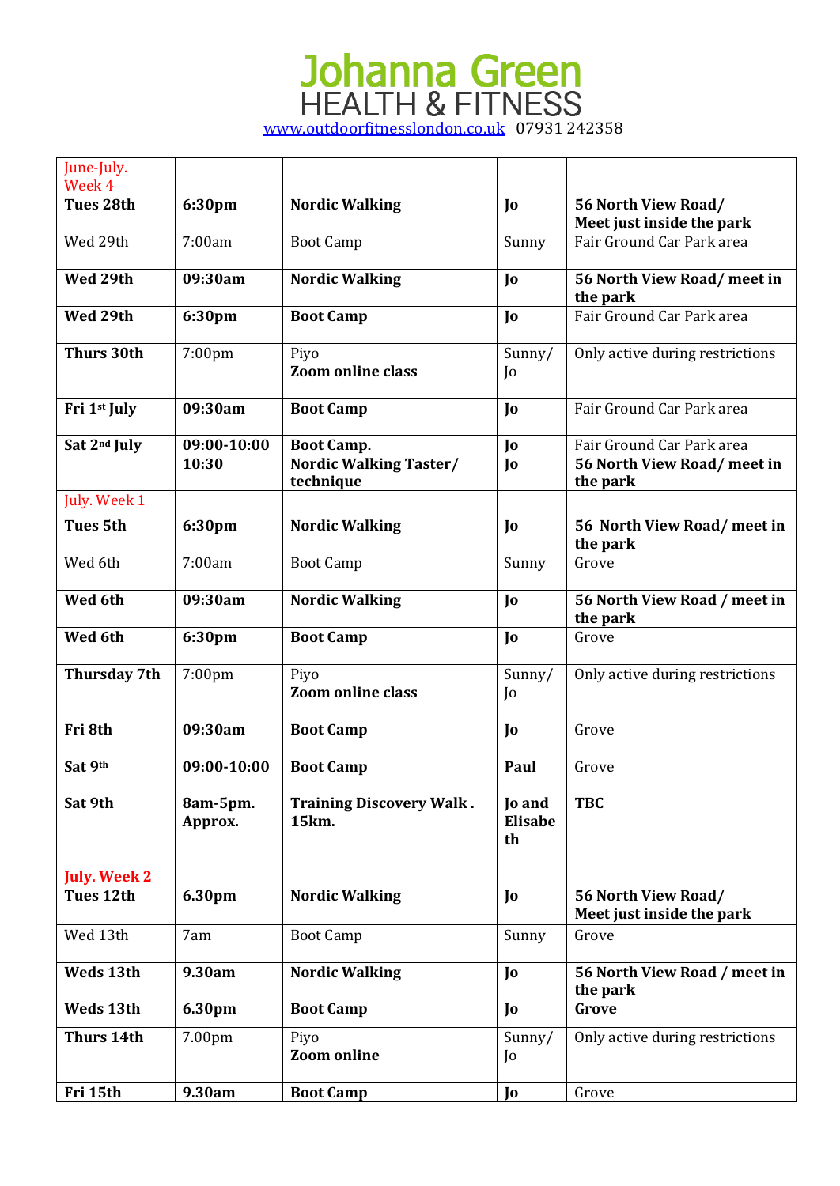# Johanna Green
## HEALTH & FITNESS

www.outdoorfitnesslondon.co.uk 07931 242358

| | | | | |
|---|---|---|---|---|
| June-July. Week 4 | | | | |
| **Tues 28th** | **6:30pm** | **Nordic Walking** | **Jo** | **56 North View Road/ Meet just inside the park** |
| Wed 29th | 7:00am | Boot Camp | Sunny | Fair Ground Car Park area |
| **Wed 29th** | **09:30am** | **Nordic Walking** | **Jo** | **56 North View Road/ meet in the park** |
| **Wed 29th** | **6:30pm** | **Boot Camp** | **Jo** | Fair Ground Car Park area |
| **Thurs 30th** | 7:00pm | Piyo **Zoom online class** | Sunny/ Jo | Only active during restrictions |
| **Fri 1st July** | **09:30am** | **Boot Camp** | **Jo** | Fair Ground Car Park area |
| **Sat 2nd July** | **09:00-10:00 10:30** | **Boot Camp. Nordic Walking Taster/ technique** | **Jo Jo** | Fair Ground Car Park area **56 North View Road/ meet in the park** |
| July. Week 1 | | | | |
| **Tues 5th** | **6:30pm** | **Nordic Walking** | **Jo** | **56 North View Road/ meet in the park** |
| Wed 6th | 7:00am | Boot Camp | Sunny | Grove |
| **Wed 6th** | **09:30am** | **Nordic Walking** | **Jo** | **56 North View Road / meet in the park** |
| **Wed 6th** | **6:30pm** | **Boot Camp** | **Jo** | Grove |
| **Thursday 7th** | 7:00pm | Piyo **Zoom online class** | Sunny/ Jo | Only active during restrictions |
| **Fri 8th** | **09:30am** | **Boot Camp** | **Jo** | Grove |
| **Sat 9th** **Sat 9th** | **09:00-10:00** **8am-5pm. Approx.** | **Boot Camp** **Training Discovery Walk . 15km.** | **Paul** **Jo and Elisabeth** | Grove **TBC** |
| **July. Week 2** | | | | |
| **Tues 12th** | **6.30pm** | **Nordic Walking** | **Jo** | **56 North View Road/ Meet just inside the park** |
| Wed 13th | 7am | Boot Camp | Sunny | Grove |
| **Weds 13th** | **9.30am** | **Nordic Walking** | **Jo** | **56 North View Road / meet in the park** |
| **Weds 13th** | **6.30pm** | **Boot Camp** | **Jo** | **Grove** |
| **Thurs 14th** | 7.00pm | Piyo **Zoom online** | Sunny/ Jo | Only active during restrictions |
| **Fri 15th** | **9.30am** | **Boot Camp** | **Jo** | Grove |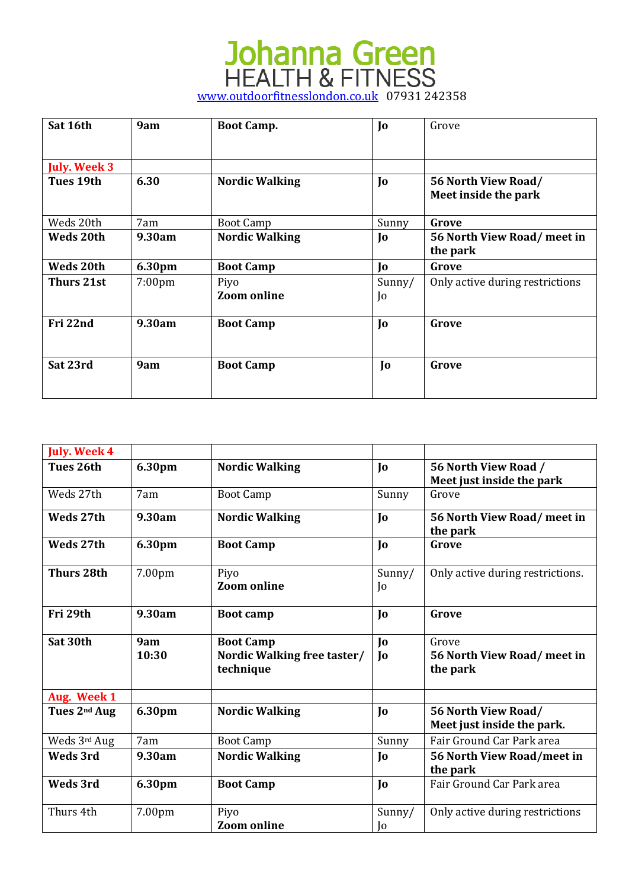# Johanna Green
## HEALTH & FITNESS

www.outdoorfitnesslondon.co.uk 07931 242358

| | | | | |
|---|---|---|---|---|
| **Sat 16th** | **9am** | **Boot Camp.** | **Jo** | Grove |
| **July. Week 3** | | | | |
| **Tues 19th** | **6.30** | **Nordic Walking** | **Jo** | **56 North View Road/ Meet inside the park** |
| Weds 20th | 7am | Boot Camp | Sunny | **Grove** |
| **Weds 20th** | **9.30am** | **Nordic Walking** | **Jo** | **56 North View Road/ meet in the park** |
| **Weds 20th** | **6.30pm** | **Boot Camp** | **Jo** | **Grove** |
| **Thurs 21st** | 7:00pm | Piyo **Zoom online** | Sunny/ Jo | Only active during restrictions |
| **Fri 22nd** | **9.30am** | **Boot Camp** | **Jo** | **Grove** |
| **Sat 23rd** | **9am** | **Boot Camp** | **Jo** | **Grove** |

| | | | | |
|---|---|---|---|---|
| **July. Week 4** | | | | |
| **Tues 26th** | **6.30pm** | **Nordic Walking** | **Jo** | **56 North View Road / Meet just inside the park** |
| Weds 27th | 7am | Boot Camp | Sunny | Grove |
| **Weds 27th** | **9.30am** | **Nordic Walking** | **Jo** | **56 North View Road/ meet in the park** |
| **Weds 27th** | **6.30pm** | **Boot Camp** | **Jo** | **Grove** |
| **Thurs 28th** | 7.00pm | Piyo **Zoom online** | Sunny/ Jo | Only active during restrictions. |
| **Fri 29th** | **9.30am** | **Boot camp** | **Jo** | **Grove** |
| **Sat 30th** | **9am 10:30** | **Boot Camp Nordic Walking free taster/ technique** | **Jo Jo** | Grove **56 North View Road/ meet in the park** |
| **Aug. Week 1** | | | | |
| **Tues 2nd Aug** | **6.30pm** | **Nordic Walking** | **Jo** | **56 North View Road/ Meet just inside the park.** |
| Weds 3rd Aug | 7am | Boot Camp | Sunny | Fair Ground Car Park area |
| **Weds 3rd** | **9.30am** | **Nordic Walking** | **Jo** | **56 North View Road/meet in the park** |
| **Weds 3rd** | **6.30pm** | **Boot Camp** | **Jo** | Fair Ground Car Park area |
| Thurs 4th | 7.00pm | Piyo **Zoom online** | Sunny/ Jo | Only active during restrictions |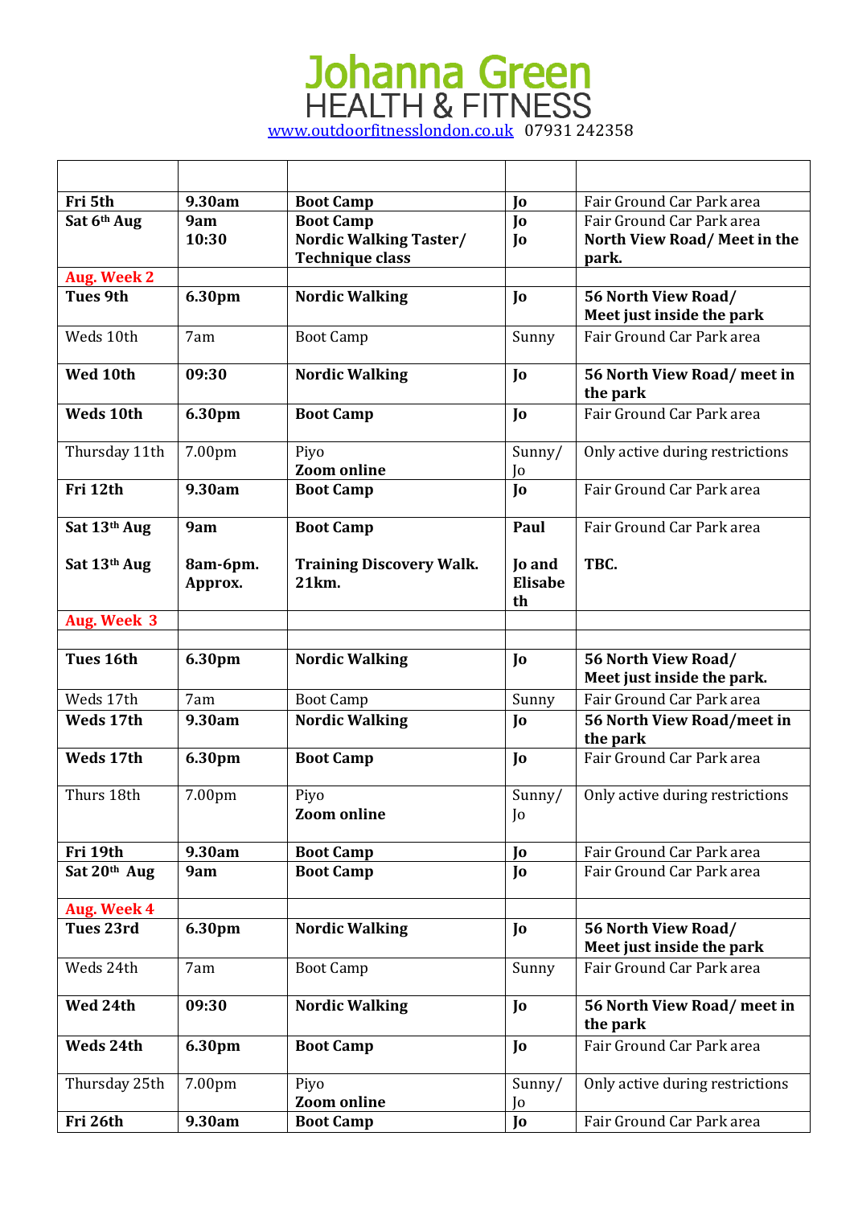# Johanna Green
## HEALTH & FITNESS

www.outdoorfitnesslondon.co.uk 07931 242358

| | | | | |
|---|---|---|---|---|
| **Fri 5th** | **9.30am** | **Boot Camp** | **Jo** | Fair Ground Car Park area |
| **Sat 6th Aug** | **9am** **10:30** | **Boot Camp** **Nordic Walking Taster/ Technique class** | **Jo** **Jo** | Fair Ground Car Park area **North View Road/ Meet in the park.** |
| **Aug. Week 2** | | | | |
| **Tues 9th** | **6.30pm** | **Nordic Walking** | **Jo** | **56 North View Road/ Meet just inside the park** |
| Weds 10th | 7am | Boot Camp | Sunny | Fair Ground Car Park area |
| **Wed 10th** | **09:30** | **Nordic Walking** | **Jo** | **56 North View Road/ meet in the park** |
| **Weds 10th** | **6.30pm** | **Boot Camp** | **Jo** | Fair Ground Car Park area |
| Thursday 11th | 7.00pm | Piyo **Zoom online** | Sunny/ Jo | Only active during restrictions |
| **Fri 12th** | **9.30am** | **Boot Camp** | **Jo** | Fair Ground Car Park area |
| **Sat 13th Aug** **Sat 13th Aug** | **9am** **8am-6pm. Approx.** | **Boot Camp** **Training Discovery Walk. 21km.** | **Paul** **Jo and Elisabeth** | Fair Ground Car Park area **TBC.** |
| **Aug. Week 3** | | | | |
| | | | | |
| **Tues 16th** | **6.30pm** | **Nordic Walking** | **Jo** | **56 North View Road/ Meet just inside the park.** |
| Weds 17th | 7am | Boot Camp | Sunny | Fair Ground Car Park area |
| **Weds 17th** | **9.30am** | **Nordic Walking** | **Jo** | **56 North View Road/meet in the park** |
| **Weds 17th** | **6.30pm** | **Boot Camp** | **Jo** | Fair Ground Car Park area |
| Thurs 18th | 7.00pm | Piyo **Zoom online** | Sunny/ Jo | Only active during restrictions |
| **Fri 19th** | **9.30am** | **Boot Camp** | **Jo** | Fair Ground Car Park area |
| **Sat 20th Aug** | **9am** | **Boot Camp** | **Jo** | Fair Ground Car Park area |
| **Aug. Week 4** | | | | |
| **Tues 23rd** | **6.30pm** | **Nordic Walking** | **Jo** | **56 North View Road/ Meet just inside the park** |
| Weds 24th | 7am | Boot Camp | Sunny | Fair Ground Car Park area |
| **Wed 24th** | **09:30** | **Nordic Walking** | **Jo** | **56 North View Road/ meet in the park** |
| **Weds 24th** | **6.30pm** | **Boot Camp** | **Jo** | Fair Ground Car Park area |
| Thursday 25th | 7.00pm | Piyo **Zoom online** | Sunny/ Jo | Only active during restrictions |
| **Fri 26th** | **9.30am** | **Boot Camp** | **Jo** | Fair Ground Car Park area |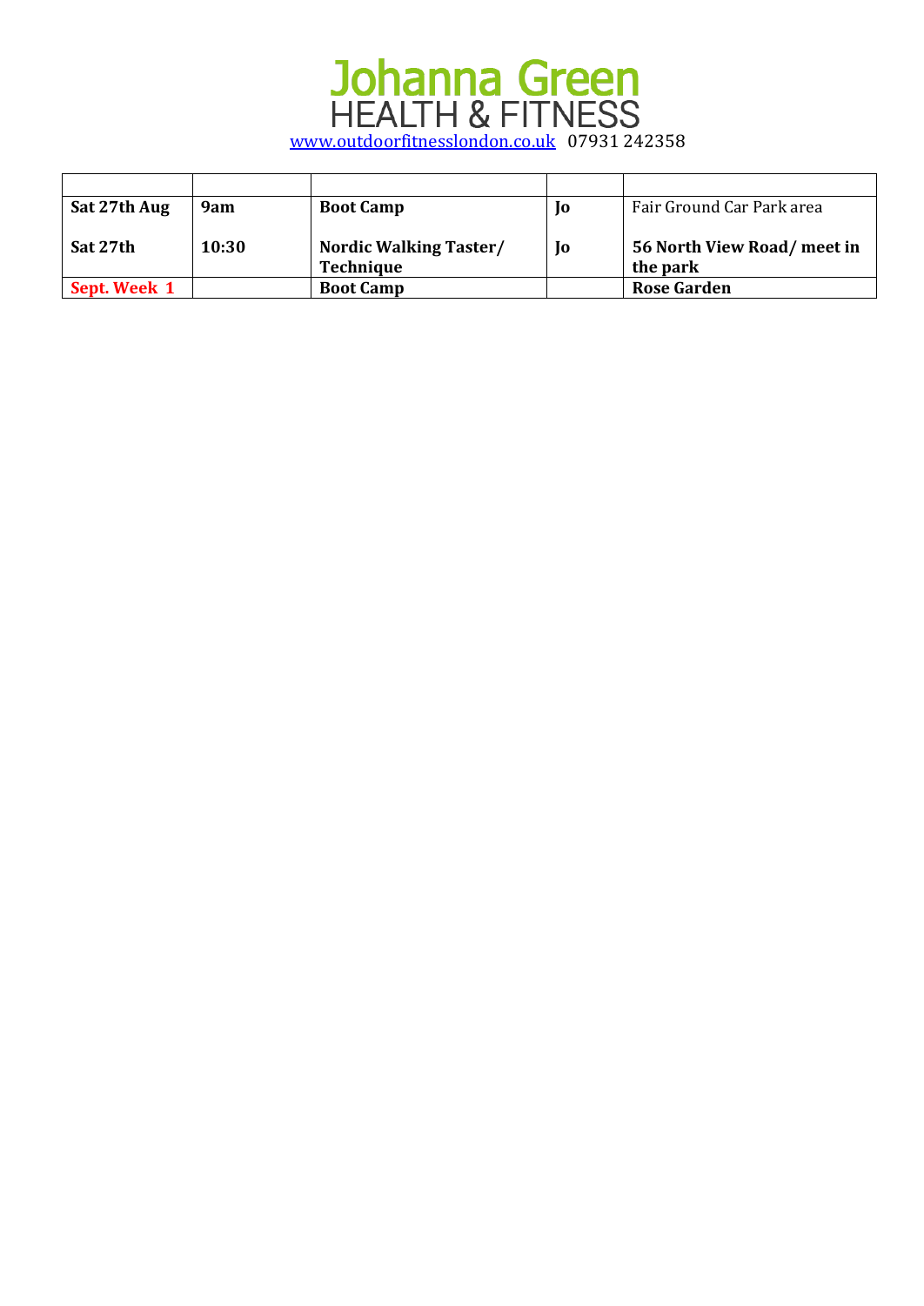# Johanna Green
## HEALTH & FITNESS

www.outdoorfitnesslondon.co.uk 07931 242358

| | | | | |
|---|---|---|---|---|
| **Sat 27th Aug** | **9am** | **Boot Camp** | **Jo** | Fair Ground Car Park area |
| **Sat 27th** | **10:30** | **Nordic Walking Taster/ Technique** | **Jo** | **56 North View Road/ meet in the park** |
| **Sept. Week 1** | | **Boot Camp** | | **Rose Garden** |